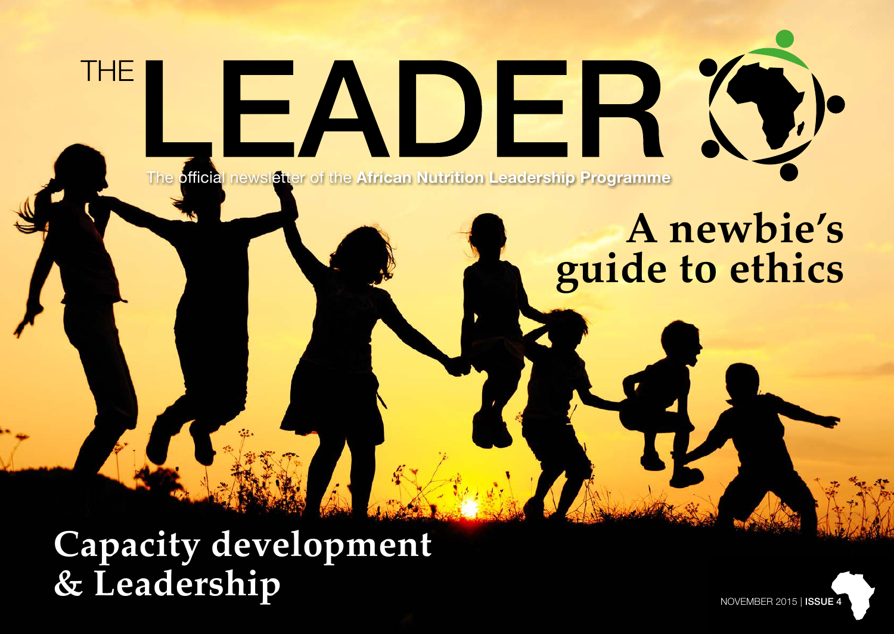# THE LEADER

The official newsletter of the **African Nutrition Leadership Programme**

## A newbie's guide to ethics

## Capacity development & Leadership

NOVEMBER 2015 | **ISSUE 4**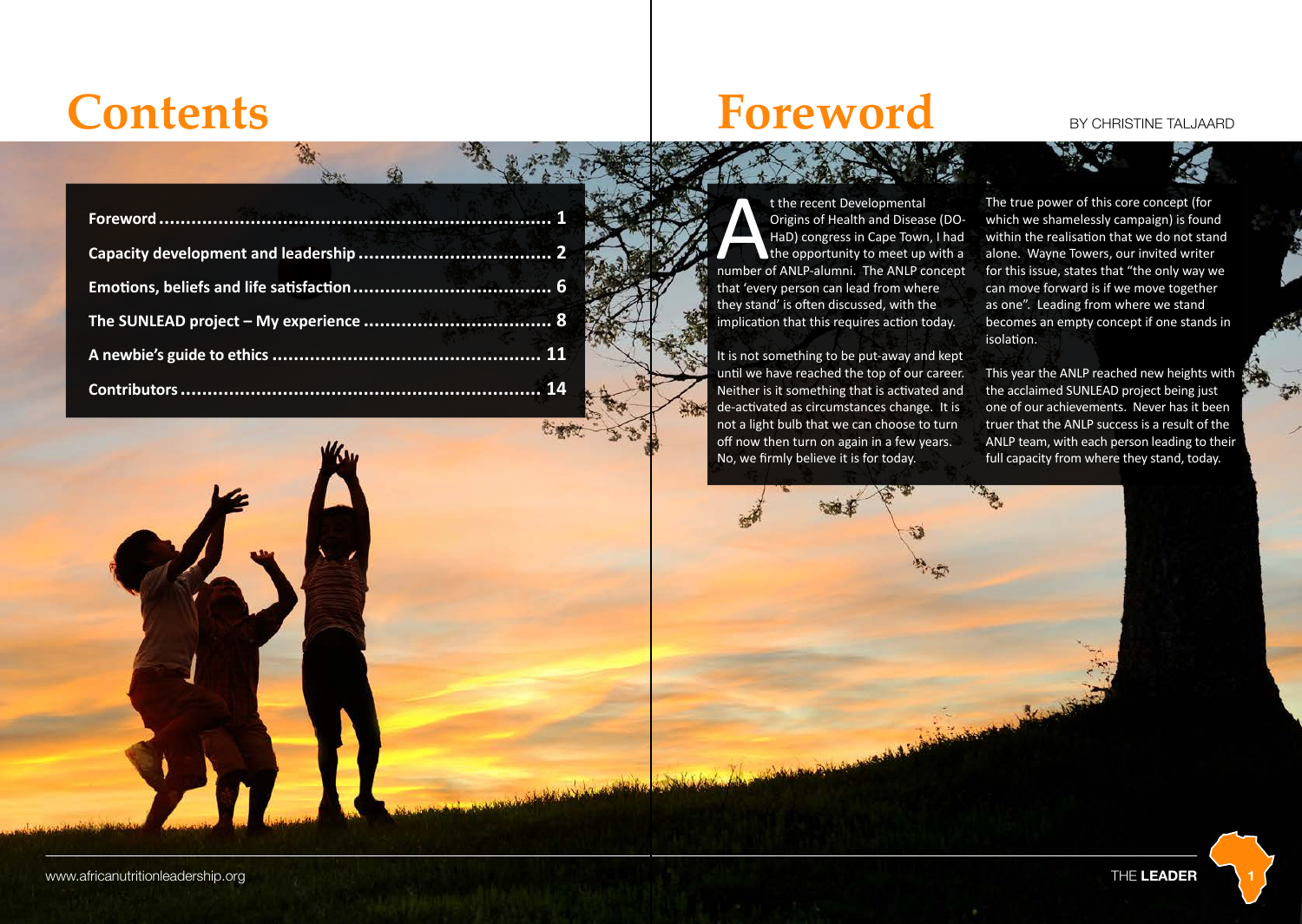# Contents

| | |
|---|---|
| **Foreword** | **1** |
| **Capacity development and leadership** | **2** |
| **Emotions, beliefs and life satisfaction** | **6** |
| **The SUNLEAD project – My experience** | **8** |
| **A newbie's guide to ethics** | **11** |
| **Contributors** | **14** |

# Foreword

BY CHRISTINE TALJAARD

At the recent Developmental Origins of Health and Disease (DOHaD) congress in Cape Town, I had the opportunity to meet up with a number of ANLP-alumni. The ANLP concept that 'every person can lead from where they stand' is often discussed, with the implication that this requires action today.

It is not something to be put-away and kept until we have reached the top of our career. Neither is it something that is activated and de-activated as circumstances change. It is not a light bulb that we can choose to turn off now then turn on again in a few years. No, we firmly believe it is for today.

The true power of this core concept (for which we shamelessly campaign) is found within the realisation that we do not stand alone. Wayne Towers, our invited writer for this issue, states that "the only way we can move forward is if we move together as one". Leading from where we stand becomes an empty concept if one stands in isolation.

This year the ANLP reached new heights with the acclaimed SUNLEAD project being just one of our achievements. Never has it been truer that the ANLP success is a result of the ANLP team, with each person leading to their full capacity from where they stand, today.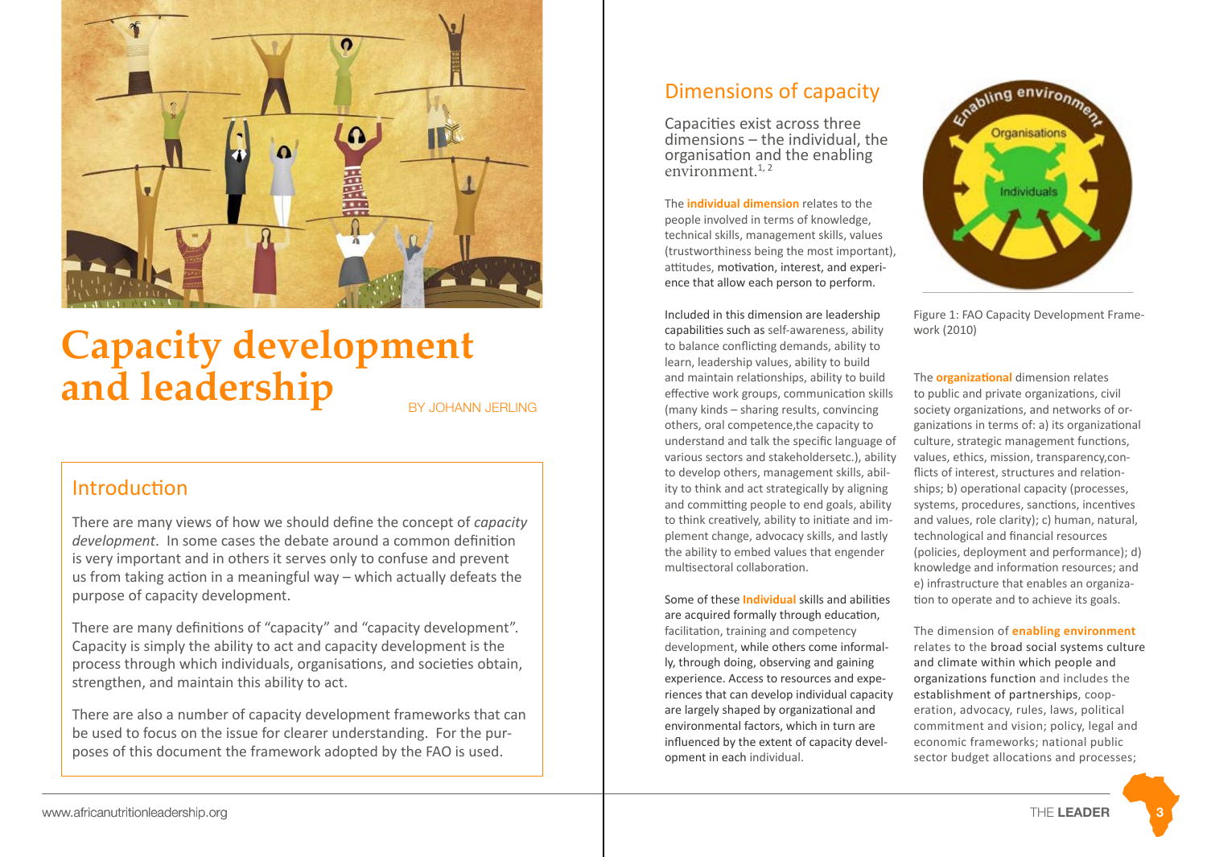# Capacity development and leadership

BY JOHANN JERLING

## Introduction

There are many views of how we should define the concept of *capacity development*. In some cases the debate around a common definition is very important and in others it serves only to confuse and prevent us from taking action in a meaningful way – which actually defeats the purpose of capacity development.

There are many definitions of "capacity" and "capacity development". Capacity is simply the ability to act and capacity development is the process through which individuals, organisations, and societies obtain, strengthen, and maintain this ability to act.

There are also a number of capacity development frameworks that can be used to focus on the issue for clearer understanding. For the purposes of this document the framework adopted by the FAO is used.

## Dimensions of capacity

Capacities exist across three dimensions – the individual, the organisation and the enabling environment.[1, 2]

The **individual dimension** relates to the people involved in terms of knowledge, technical skills, management skills, values (trustworthiness being the most important), attitudes, motivation, interest, and experience that allow each person to perform.

Included in this dimension are leadership capabilities such as self-awareness, ability to balance conflicting demands, ability to learn, leadership values, ability to build and maintain relationships, ability to build effective work groups, communication skills (many kinds – sharing results, convincing others, oral competence,the capacity to understand and talk the specific language of various sectors and stakeholdersetc.), ability to develop others, management skills, ability to think and act strategically by aligning and committing people to end goals, ability to think creatively, ability to initiate and implement change, advocacy skills, and lastly the ability to embed values that engender multisectoral collaboration.

Some of these **Individual** skills and abilities are acquired formally through education, facilitation, training and competency development, while others come informally, through doing, observing and gaining experience. Access to resources and experiences that can develop individual capacity are largely shaped by organizational and environmental factors, which in turn are influenced by the extent of capacity development in each individual.

Figure 1: FAO Capacity Development Framework (2010)

The **organizational** dimension relates to public and private organizations, civil society organizations, and networks of organizations in terms of: a) its organizational culture, strategic management functions, values, ethics, mission, transparency,conflicts of interest, structures and relationships; b) operational capacity (processes, systems, procedures, sanctions, incentives and values, role clarity); c) human, natural, technological and financial resources (policies, deployment and performance); d) knowledge and information resources; and e) infrastructure that enables an organization to operate and to achieve its goals.

The dimension of **enabling environment** relates to the broad social systems culture and climate within which people and organizations function and includes the establishment of partnerships, cooperation, advocacy, rules, laws, political commitment and vision; policy, legal and economic frameworks; national public sector budget allocations and processes;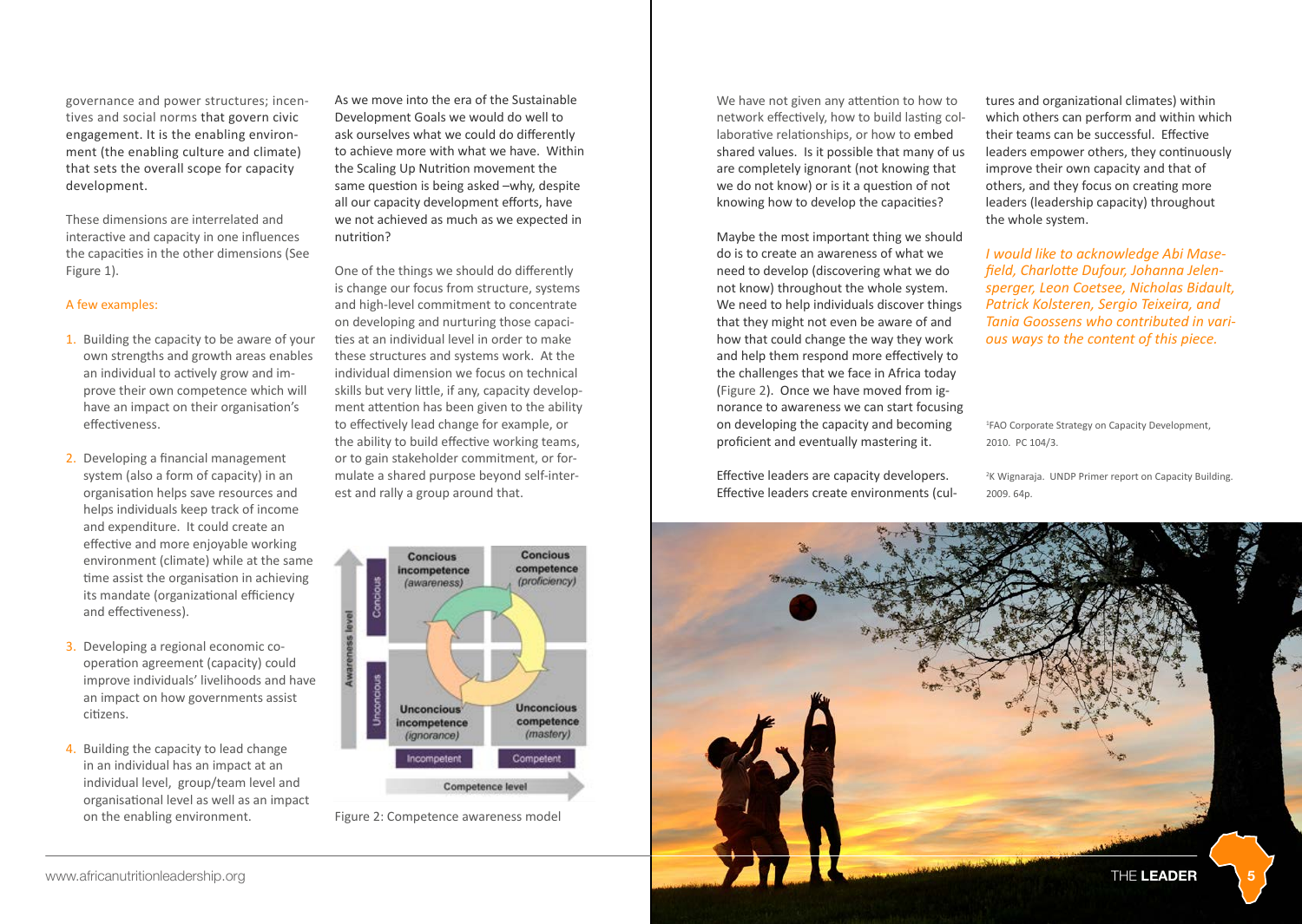governance and power structures; incentives and social norms that govern civic engagement. It is the enabling environment (the enabling culture and climate) that sets the overall scope for capacity development.

These dimensions are interrelated and interactive and capacity in one influences the capacities in the other dimensions (See Figure 1).

A few examples:

1. Building the capacity to be aware of your own strengths and growth areas enables an individual to actively grow and improve their own competence which will have an impact on their organisation's effectiveness.
2. Developing a financial management system (also a form of capacity) in an organisation helps save resources and helps individuals keep track of income and expenditure. It could create an effective and more enjoyable working environment (climate) while at the same time assist the organisation in achieving its mandate (organizational efficiency and effectiveness).
3. Developing a regional economic co-operation agreement (capacity) could improve individuals' livelihoods and have an impact on how governments assist citizens.
4. Building the capacity to lead change in an individual has an impact at an individual level, group/team level and organisational level as well as an impact on the enabling environment.

As we move into the era of the Sustainable Development Goals we would do well to ask ourselves what we could do differently to achieve more with what we have. Within the Scaling Up Nutrition movement the same question is being asked –why, despite all our capacity development efforts, have we not achieved as much as we expected in nutrition?

One of the things we should do differently is change our focus from structure, systems and high-level commitment to concentrate on developing and nurturing those capacities at an individual level in order to make these structures and systems work. At the individual dimension we focus on technical skills but very little, if any, capacity development attention has been given to the ability to effectively lead change for example, or the ability to build effective working teams, or to gain stakeholder commitment, or formulate a shared purpose beyond self-interest and rally a group around that.

Figure 2: Competence awareness model

We have not given any attention to how to network effectively, how to build lasting collaborative relationships, or how to embed shared values. Is it possible that many of us are completely ignorant (not knowing that we do not know) or is it a question of not knowing how to develop the capacities?

Maybe the most important thing we should do is to create an awareness of what we need to develop (discovering what we do not know) throughout the whole system. We need to help individuals discover things that they might not even be aware of and how that could change the way they work and help them respond more effectively to the challenges that we face in Africa today (Figure 2). Once we have moved from ignorance to awareness we can start focusing on developing the capacity and becoming proficient and eventually mastering it.

Effective leaders are capacity developers. Effective leaders create environments (cultures and organizational climates) within which others can perform and within which their teams can be successful. Effective leaders empower others, they continuously improve their own capacity and that of others, and they focus on creating more leaders (leadership capacity) throughout the whole system.

*I would like to acknowledge Abi Masefield, Charlotte Dufour, Johanna Jelensperger, Leon Coetsee, Nicholas Bidault, Patrick Kolsteren, Sergio Teixeira, and Tania Goossens who contributed in various ways to the content of this piece.*

[1] FAO Corporate Strategy on Capacity Development, 2010. PC 104/3.

[2] K Wignaraja. UNDP Primer report on Capacity Building. 2009. 64p.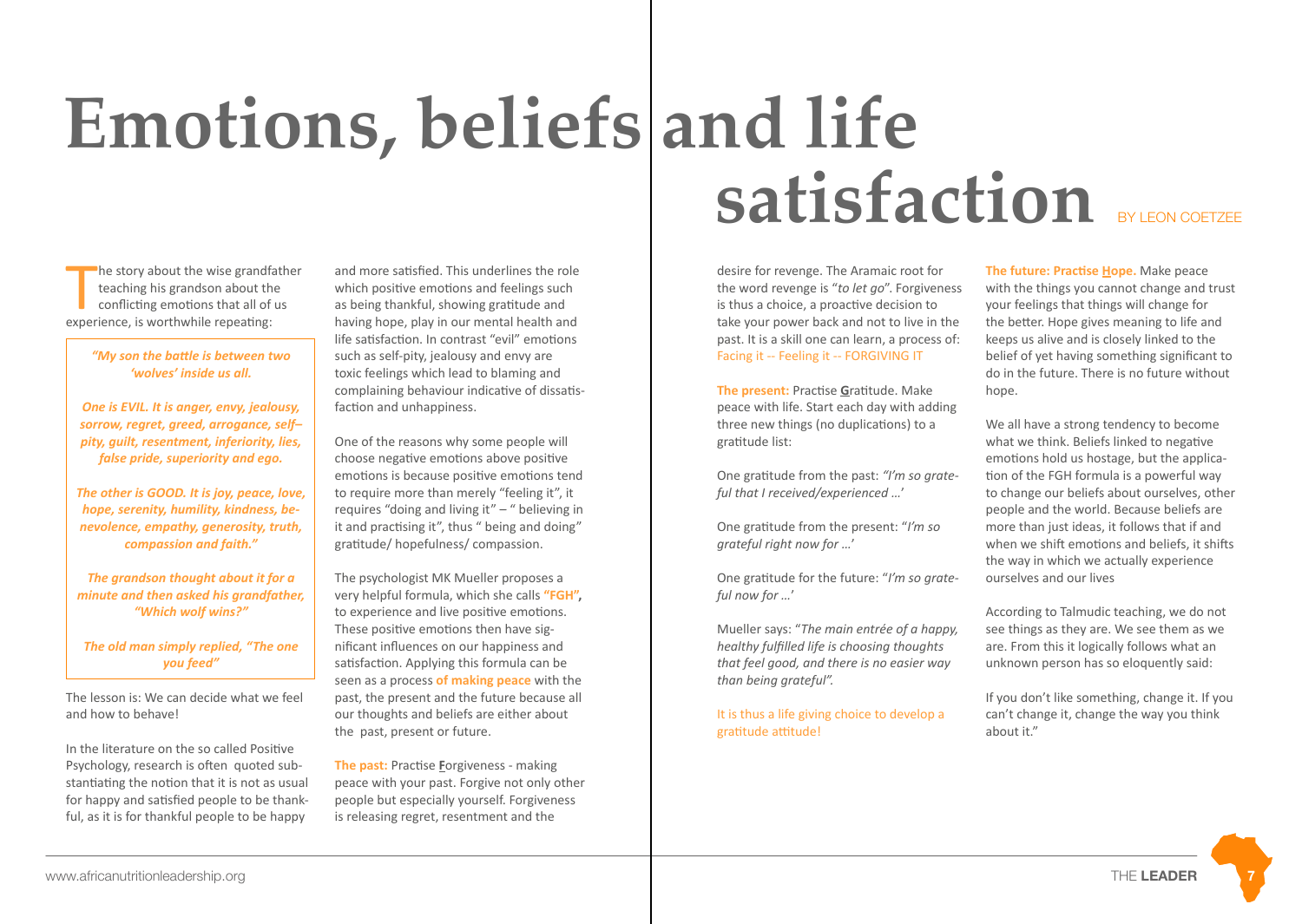# Emotions, beliefs and life satisfaction

BY LEON COETZEE

The story about the wise grandfather teaching his grandson about the conflicting emotions that all of us experience, is worthwhile repeating:

> ***"My son the battle is between two 'wolves' inside us all.***
>
> ***One is EVIL. It is anger, envy, jealousy, sorrow, regret, greed, arrogance, self–pity, guilt, resentment, inferiority, lies, false pride, superiority and ego.***
>
> ***The other is GOOD. It is joy, peace, love, hope, serenity, humility, kindness, benevolence, empathy, generosity, truth, compassion and faith."***
>
> ***The grandson thought about it for a minute and then asked his grandfather, "Which wolf wins?"***
>
> ***The old man simply replied, "The one you feed"***

The lesson is: We can decide what we feel and how to behave!

In the literature on the so called Positive Psychology, research is often quoted substantiating the notion that it is not as usual for happy and satisfied people to be thankful, as it is for thankful people to be happy and more satisfied. This underlines the role which positive emotions and feelings such as being thankful, showing gratitude and having hope, play in our mental health and life satisfaction. In contrast "evil" emotions such as self-pity, jealousy and envy are toxic feelings which lead to blaming and complaining behaviour indicative of dissatisfaction and unhappiness.

One of the reasons why some people will choose negative emotions above positive emotions is because positive emotions tend to require more than merely "feeling it", it requires "doing and living it" – " believing in it and practising it", thus " being and doing" gratitude/ hopefulness/ compassion.

The psychologist MK Mueller proposes a very helpful formula, which she calls **"FGH",** to experience and live positive emotions. These positive emotions then have significant influences on our happiness and satisfaction. Applying this formula can be seen as a process **of making peace** with the past, the present and the future because all our thoughts and beliefs are either about the past, present or future.

**The past:** Practise **F**orgiveness - making peace with your past. Forgive not only other people but especially yourself. Forgiveness is releasing regret, resentment and the desire for revenge. The Aramaic root for the word revenge is "*to let go*". Forgiveness is thus a choice, a proactive decision to take your power back and not to live in the past. It is a skill one can learn, a process of: Facing it -- Feeling it -- FORGIVING IT

**The present:** Practise **G**ratitude. Make peace with life. Start each day with adding three new things (no duplications) to a gratitude list:

One gratitude from the past: *"I'm so grateful that I received/experienced …*'

One gratitude from the present: "*I'm so grateful right now for …*'

One gratitude for the future: "*I'm so grateful now for …*'

Mueller says: "*The main entrée of a happy, healthy fulfilled life is choosing thoughts that feel good, and there is no easier way than being grateful".*

It is thus a life giving choice to develop a gratitude attitude!

**The future: Practise H̲ope.** Make peace with the things you cannot change and trust your feelings that things will change for the better. Hope gives meaning to life and keeps us alive and is closely linked to the belief of yet having something significant to do in the future. There is no future without hope.

We all have a strong tendency to become what we think. Beliefs linked to negative emotions hold us hostage, but the application of the FGH formula is a powerful way to change our beliefs about ourselves, other people and the world. Because beliefs are more than just ideas, it follows that if and when we shift emotions and beliefs, it shifts the way in which we actually experience ourselves and our lives

According to Talmudic teaching, we do not see things as they are. We see them as we are. From this it logically follows what an unknown person has so eloquently said:

If you don't like something, change it. If you can't change it, change the way you think about it."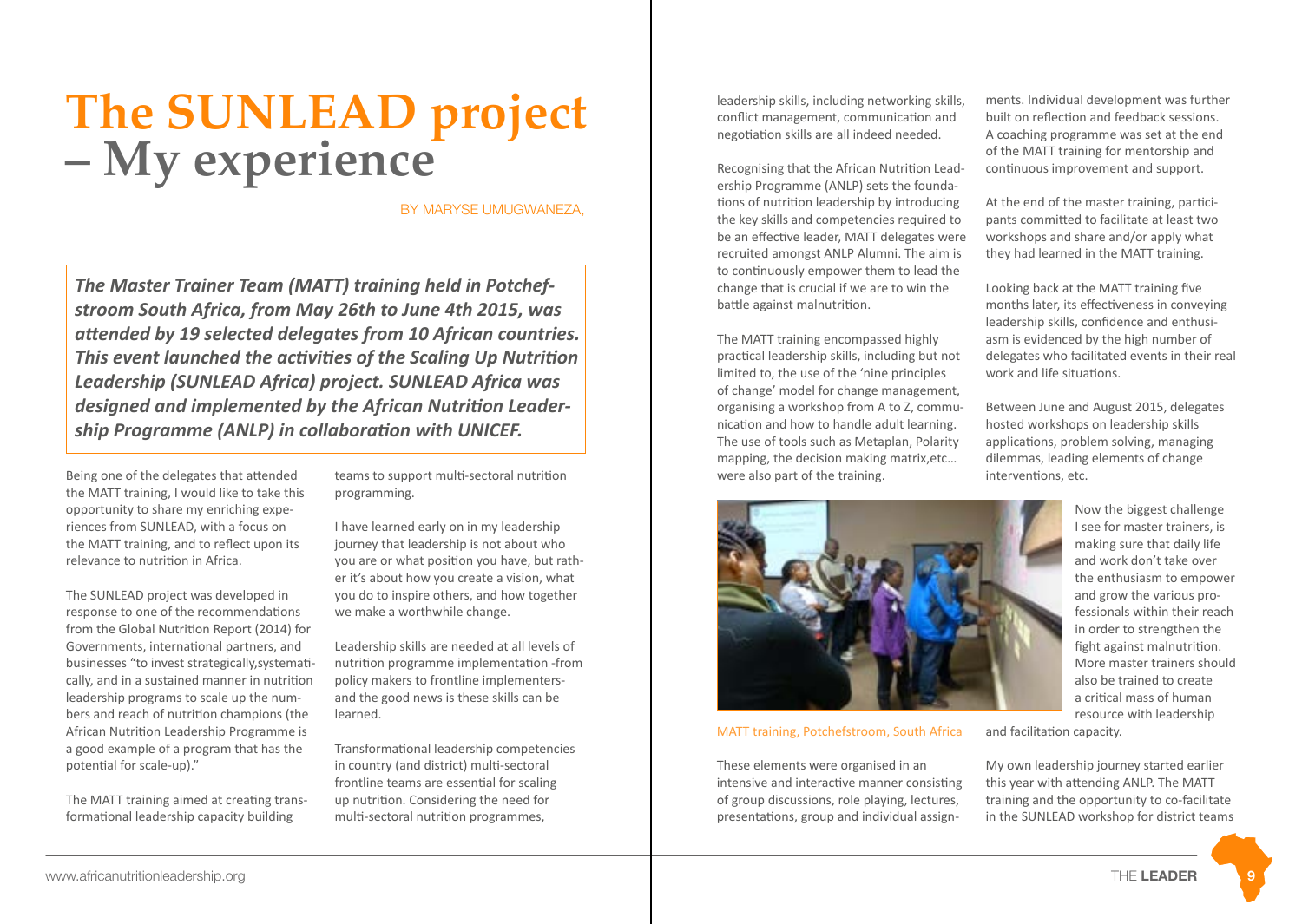# The SUNLEAD project – My experience

BY MARYSE UMUGWANEZA,

***The Master Trainer Team (MATT) training held in Potchefstroom South Africa, from May 26th to June 4th 2015, was attended by 19 selected delegates from 10 African countries. This event launched the activities of the Scaling Up Nutrition Leadership (SUNLEAD Africa) project. SUNLEAD Africa was designed and implemented by the African Nutrition Leadership Programme (ANLP) in collaboration with UNICEF.***

Being one of the delegates that attended the MATT training, I would like to take this opportunity to share my enriching experiences from SUNLEAD, with a focus on the MATT training, and to reflect upon its relevance to nutrition in Africa.

The SUNLEAD project was developed in response to one of the recommendations from the Global Nutrition Report (2014) for Governments, international partners, and businesses "to invest strategically,systematically, and in a sustained manner in nutrition leadership programs to scale up the numbers and reach of nutrition champions (the African Nutrition Leadership Programme is a good example of a program that has the potential for scale-up)."

The MATT training aimed at creating transformational leadership capacity building teams to support multi-sectoral nutrition programming.

I have learned early on in my leadership journey that leadership is not about who you are or what position you have, but rather it's about how you create a vision, what you do to inspire others, and how together we make a worthwhile change.

Leadership skills are needed at all levels of nutrition programme implementation -from policy makers to frontline implementers- and the good news is these skills can be learned.

Transformational leadership competencies in country (and district) multi-sectoral frontline teams are essential for scaling up nutrition. Considering the need for multi-sectoral nutrition programmes, leadership skills, including networking skills, conflict management, communication and negotiation skills are all indeed needed.

Recognising that the African Nutrition Leadership Programme (ANLP) sets the foundations of nutrition leadership by introducing the key skills and competencies required to be an effective leader, MATT delegates were recruited amongst ANLP Alumni. The aim is to continuously empower them to lead the change that is crucial if we are to win the battle against malnutrition.

The MATT training encompassed highly practical leadership skills, including but not limited to, the use of the 'nine principles of change' model for change management, organising a workshop from A to Z, communication and how to handle adult learning. The use of tools such as Metaplan, Polarity mapping, the decision making matrix,etc… were also part of the training.

MATT training, Potchefstroom, South Africa

These elements were organised in an intensive and interactive manner consisting of group discussions, role playing, lectures, presentations, group and individual assignments. Individual development was further built on reflection and feedback sessions. A coaching programme was set at the end of the MATT training for mentorship and continuous improvement and support.

At the end of the master training, participants committed to facilitate at least two workshops and share and/or apply what they had learned in the MATT training.

Looking back at the MATT training five months later, its effectiveness in conveying leadership skills, confidence and enthusiasm is evidenced by the high number of delegates who facilitated events in their real work and life situations.

Between June and August 2015, delegates hosted workshops on leadership skills applications, problem solving, managing dilemmas, leading elements of change interventions, etc.

Now the biggest challenge I see for master trainers, is making sure that daily life and work don't take over the enthusiasm to empower and grow the various professionals within their reach in order to strengthen the fight against malnutrition. More master trainers should also be trained to create a critical mass of human resource with leadership and facilitation capacity.

My own leadership journey started earlier this year with attending ANLP. The MATT training and the opportunity to co-facilitate in the SUNLEAD workshop for district teams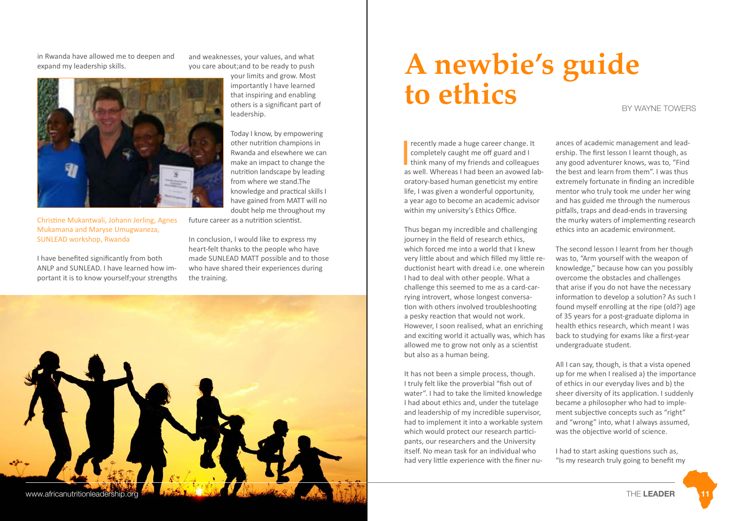in Rwanda have allowed me to deepen and expand my leadership skills.

Christine Mukantwali, Johann Jerling, Agnes Mukamana and Maryse Umugwaneza, SUNLEAD workshop, Rwanda

I have benefited significantly from both ANLP and SUNLEAD. I have learned how important it is to know yourself;your strengths and weaknesses, your values, and what you care about;and to be ready to push your limits and grow. Most importantly I have learned that inspiring and enabling others is a significant part of leadership.

Today I know, by empowering other nutrition champions in Rwanda and elsewhere we can make an impact to change the nutrition landscape by leading from where we stand.The knowledge and practical skills I have gained from MATT will no doubt help me throughout my future career as a nutrition scientist.

In conclusion, I would like to express my heart-felt thanks to the people who have made SUNLEAD MATT possible and to those who have shared their experiences during the training.

# A newbie's guide to ethics

BY WAYNE TOWERS

I recently made a huge career change. It completely caught me off guard and I think many of my friends and colleagues as well. Whereas I had been an avowed laboratory-based human geneticist my entire life, I was given a wonderful opportunity, a year ago to become an academic advisor within my university's Ethics Office.

Thus began my incredible and challenging journey in the field of research ethics, which forced me into a world that I knew very little about and which filled my little reductionist heart with dread i.e. one wherein I had to deal with other people. What a challenge this seemed to me as a card-carrying introvert, whose longest conversation with others involved troubleshooting a pesky reaction that would not work. However, I soon realised, what an enriching and exciting world it actually was, which has allowed me to grow not only as a scientist but also as a human being.

It has not been a simple process, though. I truly felt like the proverbial "fish out of water". I had to take the limited knowledge I had about ethics and, under the tutelage and leadership of my incredible supervisor, had to implement it into a workable system which would protect our research participants, our researchers and the University itself. No mean task for an individual who had very little experience with the finer nuances of academic management and leadership. The first lesson I learnt though, as any good adventurer knows, was to, "Find the best and learn from them". I was thus extremely fortunate in finding an incredible mentor who truly took me under her wing and has guided me through the numerous pitfalls, traps and dead-ends in traversing the murky waters of implementing research ethics into an academic environment.

The second lesson I learnt from her though was to, "Arm yourself with the weapon of knowledge," because how can you possibly overcome the obstacles and challenges that arise if you do not have the necessary information to develop a solution? As such I found myself enrolling at the ripe (old?) age of 35 years for a post-graduate diploma in health ethics research, which meant I was back to studying for exams like a first-year undergraduate student.

All I can say, though, is that a vista opened up for me when I realised a) the importance of ethics in our everyday lives and b) the sheer diversity of its application. I suddenly became a philosopher who had to implement subjective concepts such as "right" and "wrong" into, what I always assumed, was the objective world of science.

I had to start asking questions such as, "Is my research truly going to benefit my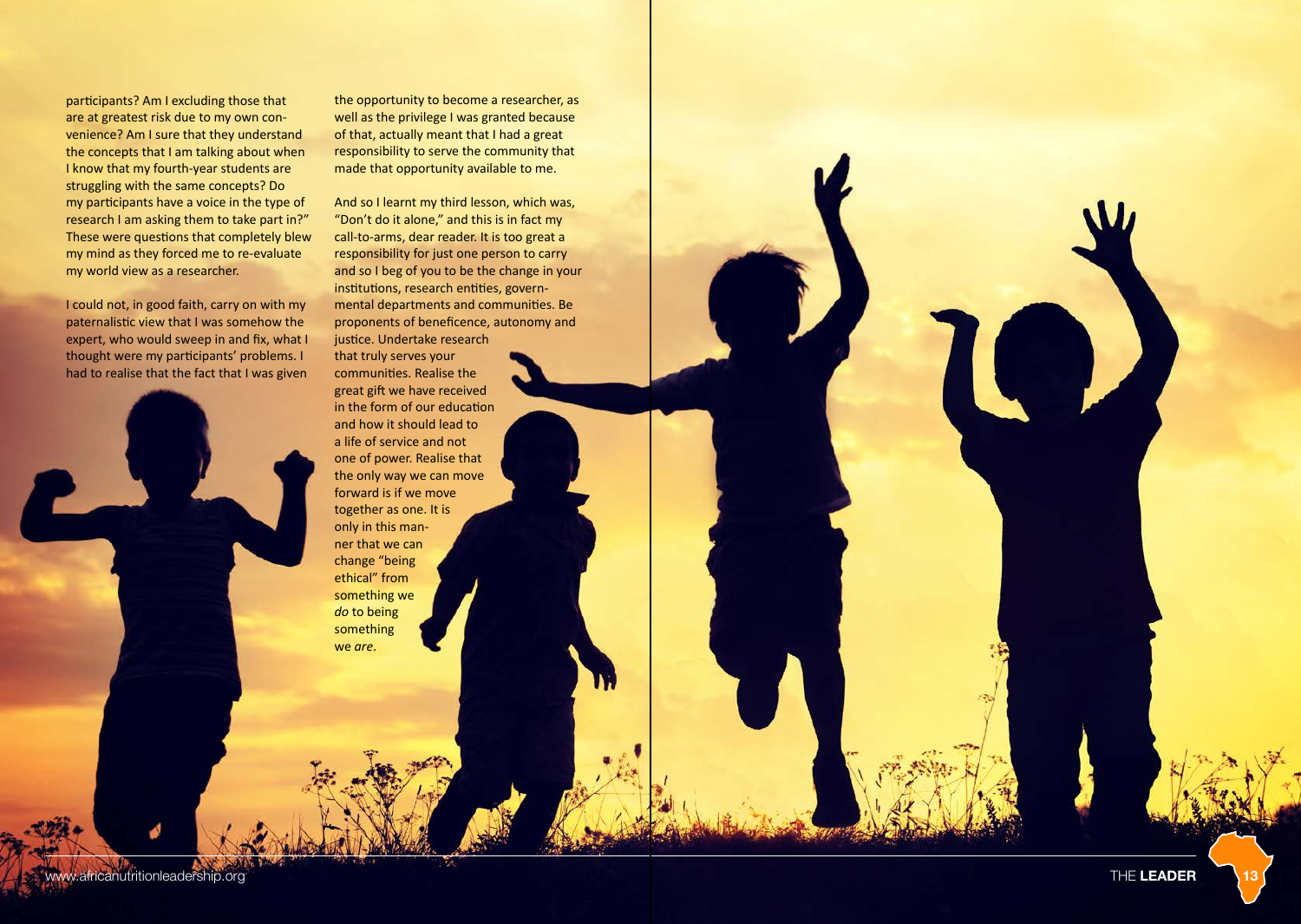participants? Am I excluding those that are at greatest risk due to my own convenience? Am I sure that they understand the concepts that I am talking about when I know that my fourth-year students are struggling with the same concepts? Do my participants have a voice in the type of research I am asking them to take part in?" These were questions that completely blew my mind as they forced me to re-evaluate my world view as a researcher.

I could not, in good faith, carry on with my paternalistic view that I was somehow the expert, who would sweep in and fix, what I thought were my participants' problems. I had to realise that the fact that I was given the opportunity to become a researcher, as well as the privilege I was granted because of that, actually meant that I had a great responsibility to serve the community that made that opportunity available to me.

And so I learnt my third lesson, which was, "Don't do it alone," and this is in fact my call-to-arms, dear reader. It is too great a responsibility for just one person to carry and so I beg of you to be the change in your institutions, research entities, governmental departments and communities. Be proponents of beneficence, autonomy and justice. Undertake research that truly serves your communities. Realise the great gift we have received in the form of our education and how it should lead to a life of service and not one of power. Realise that the only way we can move forward is if we move together as one. It is only in this manner that we can change "being ethical" from something we *do* to being something we *are*.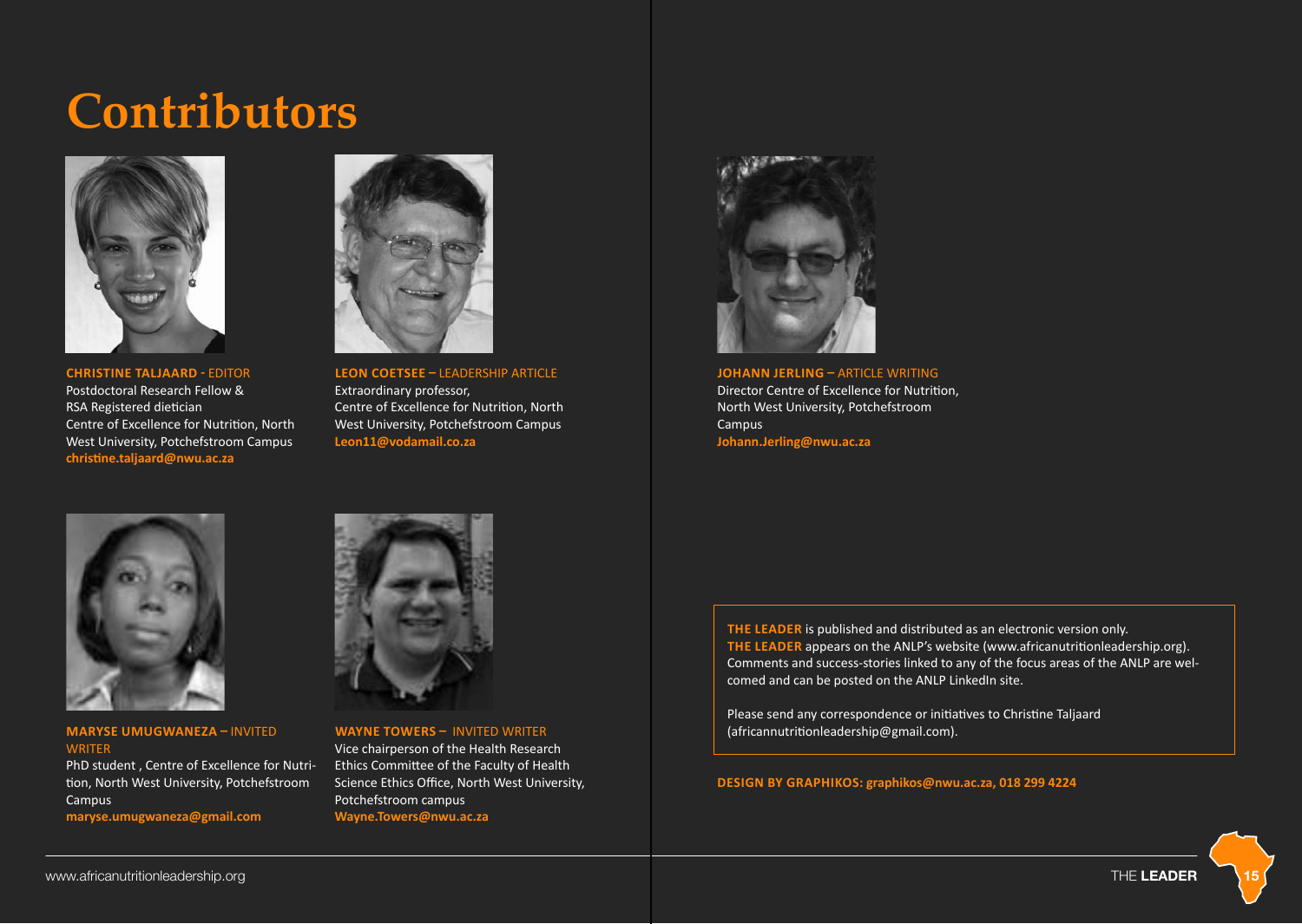# Contributors

**CHRISTINE TALJAARD -** EDITOR
Postdoctoral Research Fellow &
RSA Registered dietician
Centre of Excellence for Nutrition, North West University, Potchefstroom Campus
**christine.taljaard@nwu.ac.za**

**LEON COETSEE –** LEADERSHIP ARTICLE
Extraordinary professor,
Centre of Excellence for Nutrition, North West University, Potchefstroom Campus
**Leon11@vodamail.co.za**

**JOHANN JERLING –** ARTICLE WRITING
Director Centre of Excellence for Nutrition, North West University, Potchefstroom Campus
**Johann.Jerling@nwu.ac.za**

**MARYSE UMUGWANEZA –** INVITED WRITER
PhD student , Centre of Excellence for Nutrition, North West University, Potchefstroom Campus
**maryse.umugwaneza@gmail.com**

**WAYNE TOWERS –** INVITED WRITER
Vice chairperson of the Health Research Ethics Committee of the Faculty of Health Science Ethics Office, North West University, Potchefstroom campus
**Wayne.Towers@nwu.ac.za**

**THE LEADER** is published and distributed as an electronic version only.
**THE LEADER** appears on the ANLP's website (www.africanutritionleadership.org). Comments and success-stories linked to any of the focus areas of the ANLP are welcomed and can be posted on the ANLP LinkedIn site.

Please send any correspondence or initiatives to Christine Taljaard (africannutritionleadership@gmail.com).

**DESIGN BY GRAPHIKOS: graphikos@nwu.ac.za, 018 299 4224**